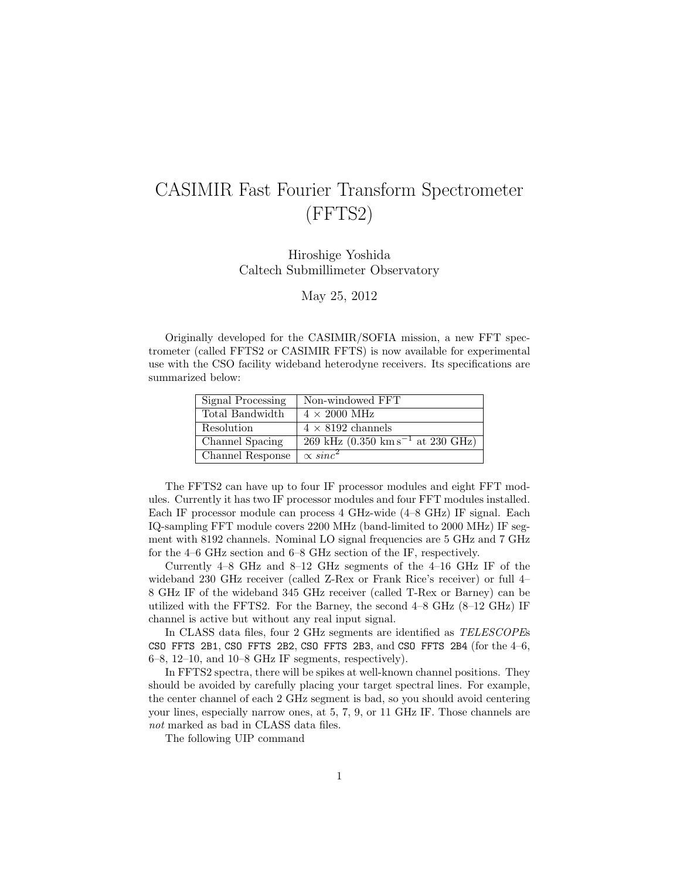# CASIMIR Fast Fourier Transform Spectrometer (FFTS2)

Hiroshige Yoshida
Caltech Submillimeter Observatory

May 25, 2012

Originally developed for the CASIMIR/SOFIA mission, a new FFT spectrometer (called FFTS2 or CASIMIR FFTS) is now available for experimental use with the CSO facility wideband heterodyne receivers. Its specifications are summarized below:

| | |
|---|---|
| Signal Processing | Non-windowed FFT |
| Total Bandwidth | $4 \times 2000$ MHz |
| Resolution | $4 \times 8192$ channels |
| Channel Spacing | 269 kHz (0.350 $\mathrm{km\,s^{-1}}$ at 230 GHz) |
| Channel Response | $\propto sinc^2$ |

The FFTS2 can have up to four IF processor modules and eight FFT modules. Currently it has two IF processor modules and four FFT modules installed. Each IF processor module can process 4 GHz-wide (4–8 GHz) IF signal. Each IQ-sampling FFT module covers 2200 MHz (band-limited to 2000 MHz) IF segment with 8192 channels. Nominal LO signal frequencies are 5 GHz and 7 GHz for the 4–6 GHz section and 6–8 GHz section of the IF, respectively.

Currently 4–8 GHz and 8–12 GHz segments of the 4–16 GHz IF of the wideband 230 GHz receiver (called Z-Rex or Frank Rice's receiver) or full 4–8 GHz IF of the wideband 345 GHz receiver (called T-Rex or Barney) can be utilized with the FFTS2. For the Barney, the second 4–8 GHz (8–12 GHz) IF channel is active but without any real input signal.

In CLASS data files, four 2 GHz segments are identified as *TELESCOPE*s `CSO FFTS 2B1`, `CSO FFTS 2B2`, `CSO FFTS 2B3`, and `CSO FFTS 2B4` (for the 4–6, 6–8, 12–10, and 10–8 GHz IF segments, respectively).

In FFTS2 spectra, there will be spikes at well-known channel positions. They should be avoided by carefully placing your target spectral lines. For example, the center channel of each 2 GHz segment is bad, so you should avoid centering your lines, especially narrow ones, at 5, 7, 9, or 11 GHz IF. Those channels are *not* marked as bad in CLASS data files.

The following UIP command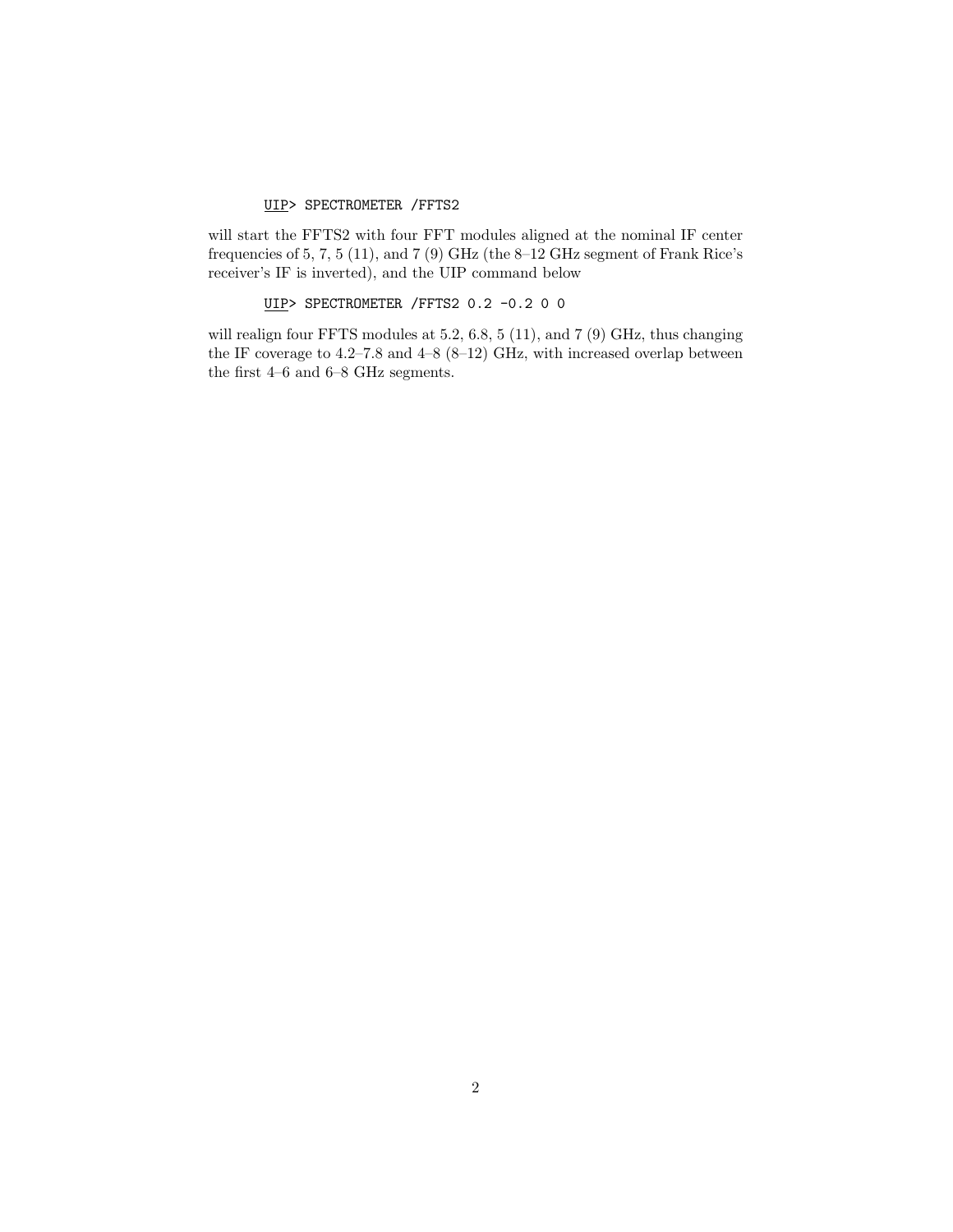```
UIP> SPECTROMETER /FFTS2
```

will start the FFTS2 with four FFT modules aligned at the nominal IF center frequencies of 5, 7, 5 (11), and 7 (9) GHz (the 8–12 GHz segment of Frank Rice's receiver's IF is inverted), and the UIP command below

```
UIP> SPECTROMETER /FFTS2 0.2 -0.2 0 0
```

will realign four FFTS modules at 5.2, 6.8, 5 (11), and 7 (9) GHz, thus changing the IF coverage to 4.2–7.8 and 4–8 (8–12) GHz, with increased overlap between the first 4–6 and 6–8 GHz segments.